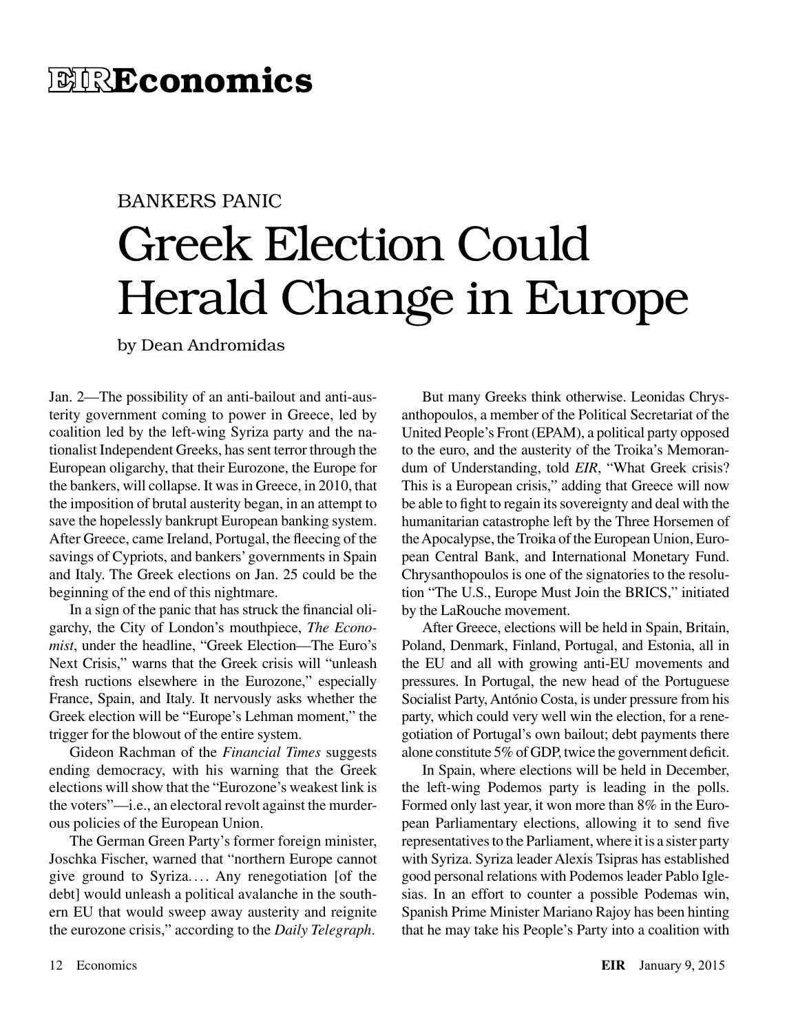# EIR Economics

BANKERS PANIC

## Greek Election Could Herald Change in Europe

by Dean Andromidas

Jan. 2—The possibility of an anti-bailout and anti-austerity government coming to power in Greece, led by coalition led by the left-wing Syriza party and the nationalist Independent Greeks, has sent terror through the European oligarchy, that their Eurozone, the Europe for the bankers, will collapse. It was in Greece, in 2010, that the imposition of brutal austerity began, in an attempt to save the hopelessly bankrupt European banking system. After Greece, came Ireland, Portugal, the fleecing of the savings of Cypriots, and bankers' governments in Spain and Italy. The Greek elections on Jan. 25 could be the beginning of the end of this nightmare.

In a sign of the panic that has struck the financial oligarchy, the City of London's mouthpiece, *The Economist*, under the headline, "Greek Election—The Euro's Next Crisis," warns that the Greek crisis will "unleash fresh ructions elsewhere in the Eurozone," especially France, Spain, and Italy. It nervously asks whether the Greek election will be "Europe's Lehman moment," the trigger for the blowout of the entire system.

Gideon Rachman of the *Financial Times* suggests ending democracy, with his warning that the Greek elections will show that the "Eurozone's weakest link is the voters"—i.e., an electoral revolt against the murderous policies of the European Union.

The German Green Party's former foreign minister, Joschka Fischer, warned that "northern Europe cannot give ground to Syriza.... Any renegotiation [of the debt] would unleash a political avalanche in the southern EU that would sweep away austerity and reignite the eurozone crisis," according to the *Daily Telegraph*.

But many Greeks think otherwise. Leonidas Chrysanthopoulos, a member of the Political Secretariat of the United People's Front (EPAM), a political party opposed to the euro, and the austerity of the Troika's Memorandum of Understanding, told *EIR*, "What Greek crisis? This is a European crisis," adding that Greece will now be able to fight to regain its sovereignty and deal with the humanitarian catastrophe left by the Three Horsemen of the Apocalypse, the Troika of the European Union, European Central Bank, and International Monetary Fund. Chrysanthopoulos is one of the signatories to the resolution "The U.S., Europe Must Join the BRICS," initiated by the LaRouche movement.

After Greece, elections will be held in Spain, Britain, Poland, Denmark, Finland, Portugal, and Estonia, all in the EU and all with growing anti-EU movements and pressures. In Portugal, the new head of the Portuguese Socialist Party, António Costa, is under pressure from his party, which could very well win the election, for a renegotiation of Portugal's own bailout; debt payments there alone constitute 5% of GDP, twice the government deficit.

In Spain, where elections will be held in December, the left-wing Podemos party is leading in the polls. Formed only last year, it won more than 8% in the European Parliamentary elections, allowing it to send five representatives to the Parliament, where it is a sister party with Syriza. Syriza leader Alexis Tsipras has established good personal relations with Podemos leader Pablo Iglesias. In an effort to counter a possible Podemas win, Spanish Prime Minister Mariano Rajoy has been hinting that he may take his People's Party into a coalition with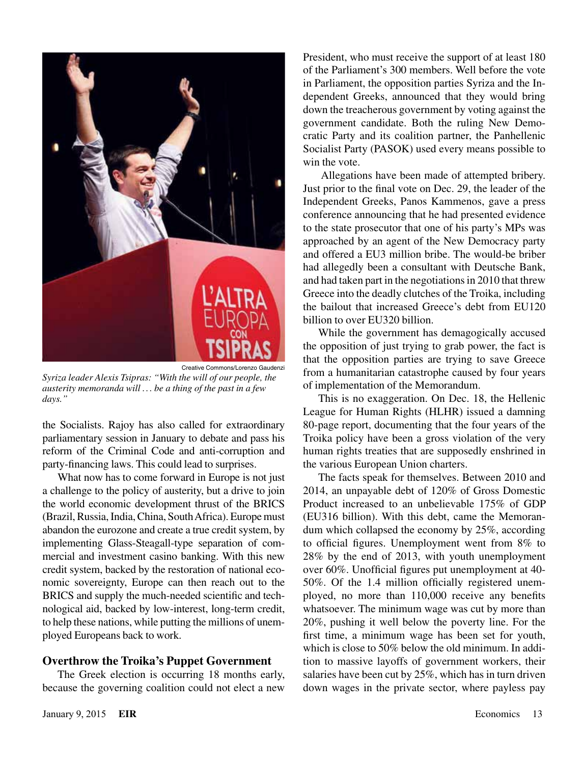Creative Commons/Lorenzo Gaudenzi

*Syriza leader Alexis Tsipras: "With the will of our people, the austerity memoranda will . . . be a thing of the past in a few days."*

the Socialists. Rajoy has also called for extraordinary parliamentary session in January to debate and pass his reform of the Criminal Code and anti-corruption and party-financing laws. This could lead to surprises.

What now has to come forward in Europe is not just a challenge to the policy of austerity, but a drive to join the world economic development thrust of the BRICS (Brazil, Russia, India, China, South Africa). Europe must abandon the eurozone and create a true credit system, by implementing Glass-Steagall-type separation of commercial and investment casino banking. With this new credit system, backed by the restoration of national economic sovereignty, Europe can then reach out to the BRICS and supply the much-needed scientific and technological aid, backed by low-interest, long-term credit, to help these nations, while putting the millions of unemployed Europeans back to work.

## Overthrow the Troika's Puppet Government

The Greek election is occurring 18 months early, because the governing coalition could not elect a new President, who must receive the support of at least 180 of the Parliament's 300 members. Well before the vote in Parliament, the opposition parties Syriza and the Independent Greeks, announced that they would bring down the treacherous government by voting against the government candidate. Both the ruling New Democratic Party and its coalition partner, the Panhellenic Socialist Party (PASOK) used every means possible to win the vote.

Allegations have been made of attempted bribery. Just prior to the final vote on Dec. 29, the leader of the Independent Greeks, Panos Kammenos, gave a press conference announcing that he had presented evidence to the state prosecutor that one of his party's MPs was approached by an agent of the New Democracy party and offered a EU3 million bribe. The would-be briber had allegedly been a consultant with Deutsche Bank, and had taken part in the negotiations in 2010 that threw Greece into the deadly clutches of the Troika, including the bailout that increased Greece's debt from EU120 billion to over EU320 billion.

While the government has demagogically accused the opposition of just trying to grab power, the fact is that the opposition parties are trying to save Greece from a humanitarian catastrophe caused by four years of implementation of the Memorandum.

This is no exaggeration. On Dec. 18, the Hellenic League for Human Rights (HLHR) issued a damning 80-page report, documenting that the four years of the Troika policy have been a gross violation of the very human rights treaties that are supposedly enshrined in the various European Union charters.

The facts speak for themselves. Between 2010 and 2014, an unpayable debt of 120% of Gross Domestic Product increased to an unbelievable 175% of GDP (EU316 billion). With this debt, came the Memorandum which collapsed the economy by 25%, according to official figures. Unemployment went from 8% to 28% by the end of 2013, with youth unemployment over 60%. Unofficial figures put unemployment at 40-50%. Of the 1.4 million officially registered unemployed, no more than 110,000 receive any benefits whatsoever. The minimum wage was cut by more than 20%, pushing it well below the poverty line. For the first time, a minimum wage has been set for youth, which is close to 50% below the old minimum. In addition to massive layoffs of government workers, their salaries have been cut by 25%, which has in turn driven down wages in the private sector, where payless pay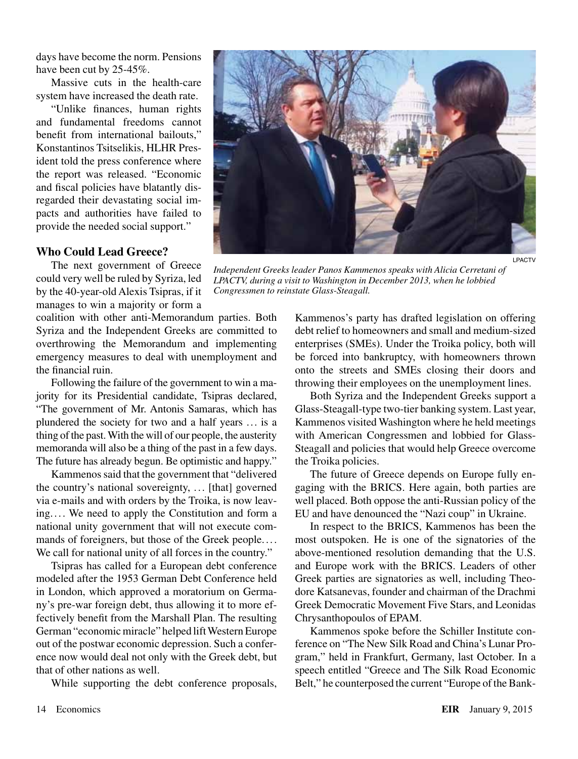days have become the norm. Pensions have been cut by 25-45%.

Massive cuts in the health-care system have increased the death rate.

"Unlike finances, human rights and fundamental freedoms cannot benefit from international bailouts," Konstantinos Tsitselikis, HLHR President told the press conference where the report was released. "Economic and fiscal policies have blatantly disregarded their devastating social impacts and authorities have failed to provide the needed social support."

LPACTV

*Independent Greeks leader Panos Kammenos speaks with Alicia Cerretani of LPACTV, during a visit to Washington in December 2013, when he lobbied Congressmen to reinstate Glass-Steagall.*

### Who Could Lead Greece?

The next government of Greece could very well be ruled by Syriza, led by the 40-year-old Alexis Tsipras, if it manages to win a majority or form a coalition with other anti-Memorandum parties. Both Syriza and the Independent Greeks are committed to overthrowing the Memorandum and implementing emergency measures to deal with unemployment and the financial ruin.

Following the failure of the government to win a majority for its Presidential candidate, Tsipras declared, "The government of Mr. Antonis Samaras, which has plundered the society for two and a half years … is a thing of the past. With the will of our people, the austerity memoranda will also be a thing of the past in a few days. The future has already begun. Be optimistic and happy."

Kammenos said that the government that "delivered the country's national sovereignty, … [that] governed via e-mails and with orders by the Troika, is now leaving.… We need to apply the Constitution and form a national unity government that will not execute commands of foreigners, but those of the Greek people.… We call for national unity of all forces in the country."

Tsipras has called for a European debt conference modeled after the 1953 German Debt Conference held in London, which approved a moratorium on Germany's pre-war foreign debt, thus allowing it to more effectively benefit from the Marshall Plan. The resulting German "economic miracle" helped lift Western Europe out of the postwar economic depression. Such a conference now would deal not only with the Greek debt, but that of other nations as well.

While supporting the debt conference proposals, Kammenos's party has drafted legislation on offering debt relief to homeowners and small and medium-sized enterprises (SMEs). Under the Troika policy, both will be forced into bankruptcy, with homeowners thrown onto the streets and SMEs closing their doors and throwing their employees on the unemployment lines.

Both Syriza and the Independent Greeks support a Glass-Steagall-type two-tier banking system. Last year, Kammenos visited Washington where he held meetings with American Congressmen and lobbied for Glass-Steagall and policies that would help Greece overcome the Troika policies.

The future of Greece depends on Europe fully engaging with the BRICS. Here again, both parties are well placed. Both oppose the anti-Russian policy of the EU and have denounced the "Nazi coup" in Ukraine.

In respect to the BRICS, Kammenos has been the most outspoken. He is one of the signatories of the above-mentioned resolution demanding that the U.S. and Europe work with the BRICS. Leaders of other Greek parties are signatories as well, including Theodore Katsanevas, founder and chairman of the Drachmi Greek Democratic Movement Five Stars, and Leonidas Chrysanthopoulos of EPAM.

Kammenos spoke before the Schiller Institute conference on "The New Silk Road and China's Lunar Program," held in Frankfurt, Germany, last October. In a speech entitled "Greece and The Silk Road Economic Belt," he counterposed the current "Europe of the Bank-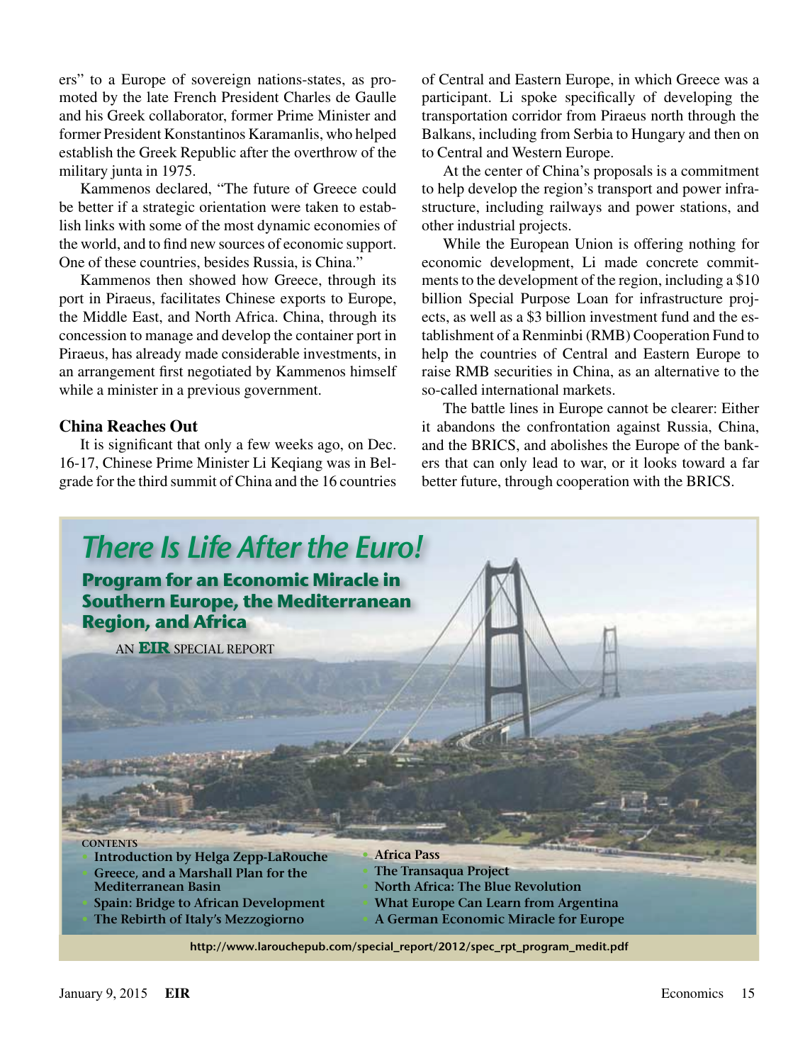ers" to a Europe of sovereign nations-states, as promoted by the late French President Charles de Gaulle and his Greek collaborator, former Prime Minister and former President Konstantinos Karamanlis, who helped establish the Greek Republic after the overthrow of the military junta in 1975.

Kammenos declared, "The future of Greece could be better if a strategic orientation were taken to establish links with some of the most dynamic economies of the world, and to find new sources of economic support. One of these countries, besides Russia, is China."

Kammenos then showed how Greece, through its port in Piraeus, facilitates Chinese exports to Europe, the Middle East, and North Africa. China, through its concession to manage and develop the container port in Piraeus, has already made considerable investments, in an arrangement first negotiated by Kammenos himself while a minister in a previous government.

### China Reaches Out

It is significant that only a few weeks ago, on Dec. 16-17, Chinese Prime Minister Li Keqiang was in Belgrade for the third summit of China and the 16 countries of Central and Eastern Europe, in which Greece was a participant. Li spoke specifically of developing the transportation corridor from Piraeus north through the Balkans, including from Serbia to Hungary and then on to Central and Western Europe.

At the center of China's proposals is a commitment to help develop the region's transport and power infrastructure, including railways and power stations, and other industrial projects.

While the European Union is offering nothing for economic development, Li made concrete commitments to the development of the region, including a $10 billion Special Purpose Loan for infrastructure projects, as well as a $3 billion investment fund and the establishment of a Renminbi (RMB) Cooperation Fund to help the countries of Central and Eastern Europe to raise RMB securities in China, as an alternative to the so-called international markets.

The battle lines in Europe cannot be clearer: Either it abandons the confrontation against Russia, China, and the BRICS, and abolishes the Europe of the bankers that can only lead to war, or it looks toward a far better future, through cooperation with the BRICS.

---

*There Is Life After the Euro!*

**Program for an Economic Miracle in Southern Europe, the Mediterranean Region, and Africa**

AN **EIR** SPECIAL REPORT

CONTENTS

- **Introduction by Helga Zepp-LaRouche**
- **Greece, and a Marshall Plan for the Mediterranean Basin**
- **Spain: Bridge to African Development**
- **The Rebirth of Italy's Mezzogiorno**
- **Africa Pass**
- **The Transaqua Project**
- **North Africa: The Blue Revolution**
- **What Europe Can Learn from Argentina**
- **A German Economic Miracle for Europe**

http://www.larouchepub.com/special_report/2012/spec_rpt_program_medit.pdf